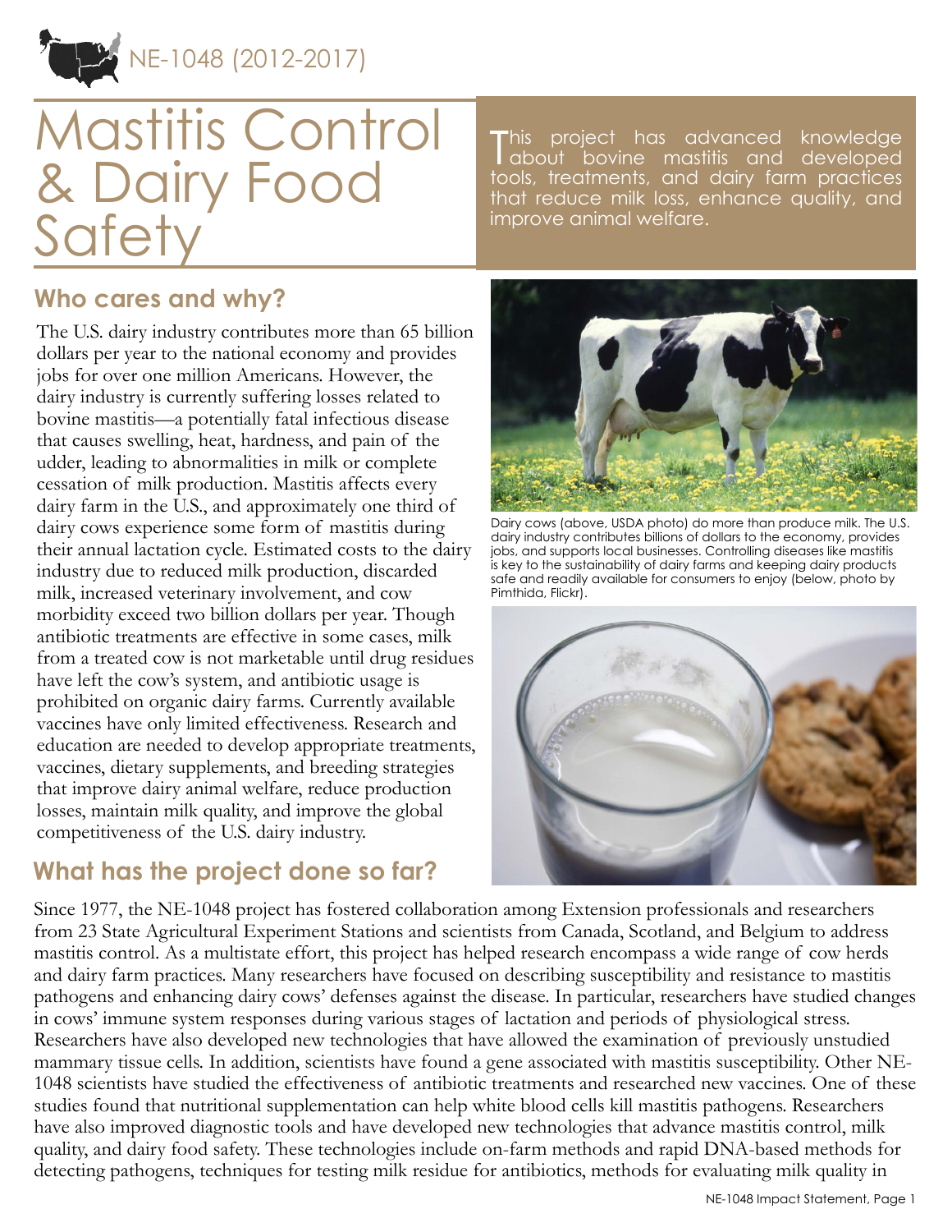NE-1048 (2012-2017)

# Mastitis Control & Dairy Food Safety

This project has advanced knowledge about bovine mastitis and developed tools, treatments, and dairy farm practices that reduce milk loss, enhance quality, and improve animal welfare.

## Who cares and why?

The U.S. dairy industry contributes more than 65 billion dollars per year to the national economy and provides jobs for over one million Americans. However, the dairy industry is currently suffering losses related to bovine mastitis—a potentially fatal infectious disease that causes swelling, heat, hardness, and pain of the udder, leading to abnormalities in milk or complete cessation of milk production. Mastitis affects every dairy farm in the U.S., and approximately one third of dairy cows experience some form of mastitis during their annual lactation cycle. Estimated costs to the dairy industry due to reduced milk production, discarded milk, increased veterinary involvement, and cow morbidity exceed two billion dollars per year. Though antibiotic treatments are effective in some cases, milk from a treated cow is not marketable until drug residues have left the cow's system, and antibiotic usage is prohibited on organic dairy farms. Currently available vaccines have only limited effectiveness. Research and education are needed to develop appropriate treatments, vaccines, dietary supplements, and breeding strategies that improve dairy animal welfare, reduce production losses, maintain milk quality, and improve the global competitiveness of the U.S. dairy industry.

Dairy cows (above, USDA photo) do more than produce milk. The U.S. dairy industry contributes billions of dollars to the economy, provides jobs, and supports local businesses. Controlling diseases like mastitis is key to the sustainability of dairy farms and keeping dairy products safe and readily available for consumers to enjoy (below, photo by Pimthida, Flickr).

## What has the project done so far?

Since 1977, the NE-1048 project has fostered collaboration among Extension professionals and researchers from 23 State Agricultural Experiment Stations and scientists from Canada, Scotland, and Belgium to address mastitis control. As a multistate effort, this project has helped research encompass a wide range of cow herds and dairy farm practices. Many researchers have focused on describing susceptibility and resistance to mastitis pathogens and enhancing dairy cows' defenses against the disease. In particular, researchers have studied changes in cows' immune system responses during various stages of lactation and periods of physiological stress. Researchers have also developed new technologies that have allowed the examination of previously unstudied mammary tissue cells. In addition, scientists have found a gene associated with mastitis susceptibility. Other NE-1048 scientists have studied the effectiveness of antibiotic treatments and researched new vaccines. One of these studies found that nutritional supplementation can help white blood cells kill mastitis pathogens. Researchers have also improved diagnostic tools and have developed new technologies that advance mastitis control, milk quality, and dairy food safety. These technologies include on-farm methods and rapid DNA-based methods for detecting pathogens, techniques for testing milk residue for antibiotics, methods for evaluating milk quality in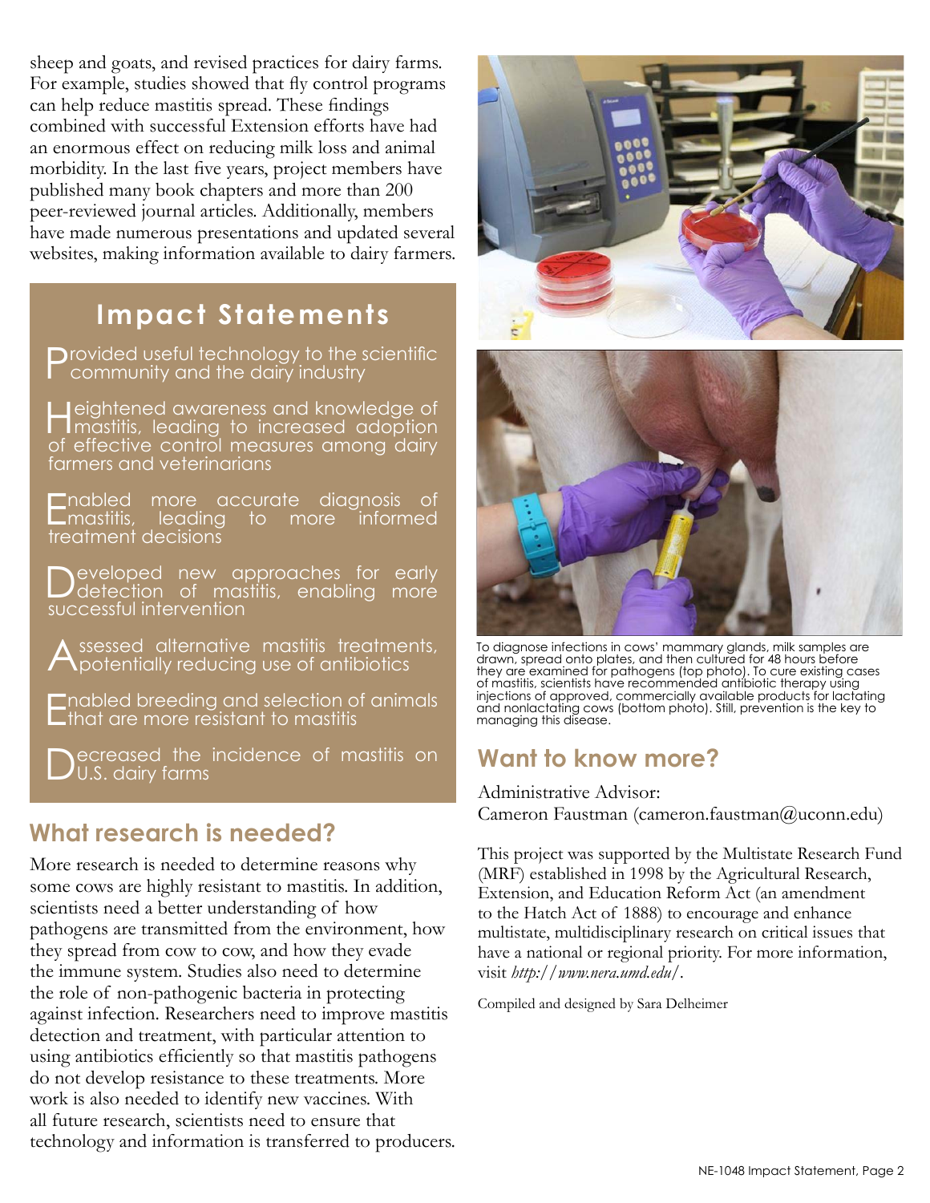sheep and goats, and revised practices for dairy farms. For example, studies showed that fly control programs can help reduce mastitis spread. These findings combined with successful Extension efforts have had an enormous effect on reducing milk loss and animal morbidity. In the last five years, project members have published many book chapters and more than 200 peer-reviewed journal articles. Additionally, members have made numerous presentations and updated several websites, making information available to dairy farmers.

## Impact Statements

Provided useful technology to the scientific community and the dairy industry

Heightened awareness and knowledge of mastitis, leading to increased adoption of effective control measures among dairy farmers and veterinarians

Enabled more accurate diagnosis of mastitis, leading to more informed treatment decisions

Developed new approaches for early detection of mastitis, enabling more successful intervention

Assessed alternative mastitis treatments, potentially reducing use of antibiotics

Enabled breeding and selection of animals that are more resistant to mastitis

Decreased the incidence of mastitis on U.S. dairy farms

## What research is needed?

More research is needed to determine reasons why some cows are highly resistant to mastitis. In addition, scientists need a better understanding of how pathogens are transmitted from the environment, how they spread from cow to cow, and how they evade the immune system. Studies also need to determine the role of non-pathogenic bacteria in protecting against infection. Researchers need to improve mastitis detection and treatment, with particular attention to using antibiotics efficiently so that mastitis pathogens do not develop resistance to these treatments. More work is also needed to identify new vaccines. With all future research, scientists need to ensure that technology and information is transferred to producers.

To diagnose infections in cows' mammary glands, milk samples are drawn, spread onto plates, and then cultured for 48 hours before they are examined for pathogens (top photo). To cure existing cases of mastitis, scientists have recommended antibiotic therapy using injections of approved, commercially available products for lactating and nonlactating cows (bottom photo). Still, prevention is the key to managing this disease.

## Want to know more?

Administrative Advisor:
Cameron Faustman (cameron.faustman@uconn.edu)

This project was supported by the Multistate Research Fund (MRF) established in 1998 by the Agricultural Research, Extension, and Education Reform Act (an amendment to the Hatch Act of 1888) to encourage and enhance multistate, multidisciplinary research on critical issues that have a national or regional priority. For more information, visit *http://www.nera.umd.edu/*.

Compiled and designed by Sara Delheimer